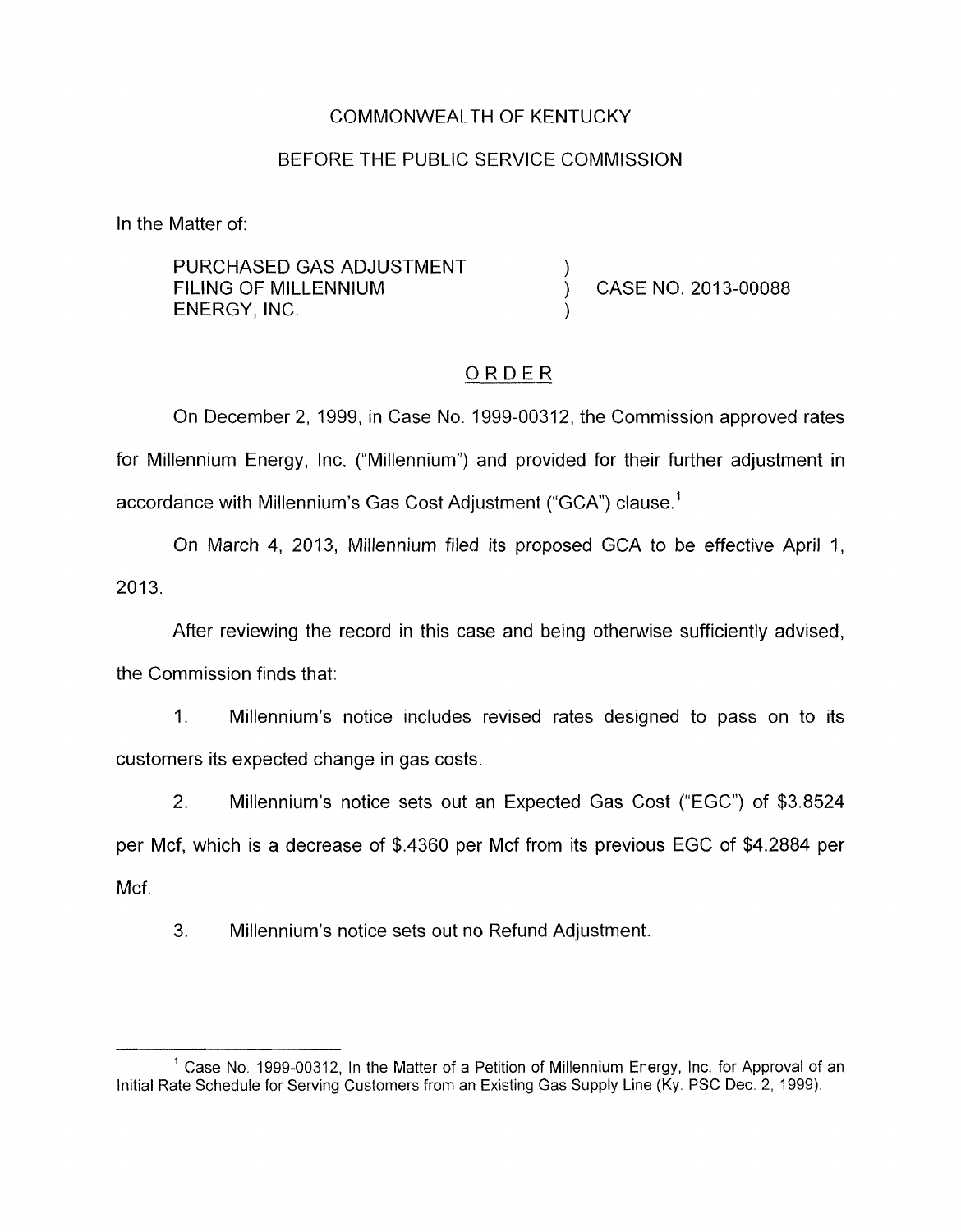COMMONWEALTH OF KENTUCKY

BEFORE THE PUBLIC SERVICE COMMISSION

In the Matter of:

| | | |
|---|---|---|
| PURCHASED GAS ADJUSTMENT FILING OF MILLENNIUM ENERGY, INC. | ) ) ) | CASE NO. 2013-00088 |

## ORDER

On December 2, 1999, in Case No. 1999-00312, the Commission approved rates for Millennium Energy, Inc. ("Millennium") and provided for their further adjustment in accordance with Millennium's Gas Cost Adjustment ("GCA") clause.[1]

On March 4, 2013, Millennium filed its proposed GCA to be effective April 1, 2013.

After reviewing the record in this case and being otherwise sufficiently advised, the Commission finds that:

1. Millennium's notice includes revised rates designed to pass on to its customers its expected change in gas costs.

2. Millennium's notice sets out an Expected Gas Cost ("EGC") of $3.8524 per Mcf, which is a decrease of $.4360 per Mcf from its previous EGC of $4.2884 per Mcf.

3. Millennium's notice sets out no Refund Adjustment.

---

[1] Case No. 1999-00312, In the Matter of a Petition of Millennium Energy, Inc. for Approval of an Initial Rate Schedule for Serving Customers from an Existing Gas Supply Line (Ky. PSC Dec. 2, 1999).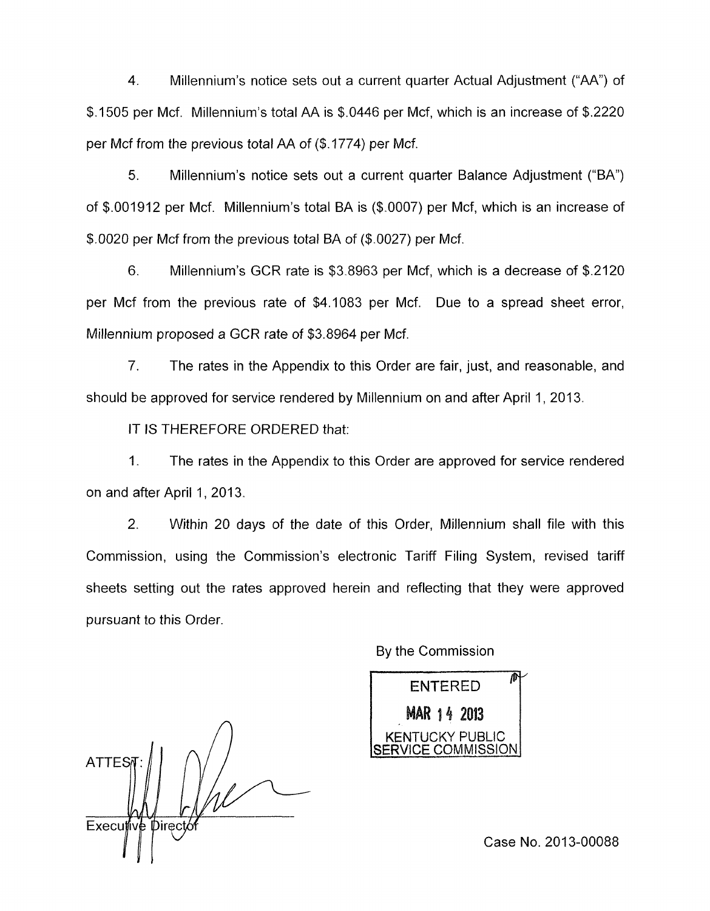4. Millennium's notice sets out a current quarter Actual Adjustment ("AA") of $.1505 per Mcf. Millennium's total AA is $.0446 per Mcf, which is an increase of $.2220 per Mcf from the previous total AA of ($.1774) per Mcf.

5. Millennium's notice sets out a current quarter Balance Adjustment ("BA") of $.001912 per Mcf. Millennium's total BA is ($.0007) per Mcf, which is an increase of $.0020 per Mcf from the previous total BA of ($.0027) per Mcf.

6. Millennium's GCR rate is $3.8963 per Mcf, which is a decrease of $.2120 per Mcf from the previous rate of $4.1083 per Mcf. Due to a spread sheet error, Millennium proposed a GCR rate of $3.8964 per Mcf.

7. The rates in the Appendix to this Order are fair, just, and reasonable, and should be approved for service rendered by Millennium on and after April 1, 2013.

IT IS THEREFORE ORDERED that:

1. The rates in the Appendix to this Order are approved for service rendered on and after April 1, 2013.

2. Within 20 days of the date of this Order, Millennium shall file with this Commission, using the Commission's electronic Tariff Filing System, revised tariff sheets setting out the rates approved herein and reflecting that they were approved pursuant to this Order.

By the Commission

ENTERED
MAR 14 2013
KENTUCKY PUBLIC SERVICE COMMISSION

ATTEST:

Executive Director

Case No. 2013-00088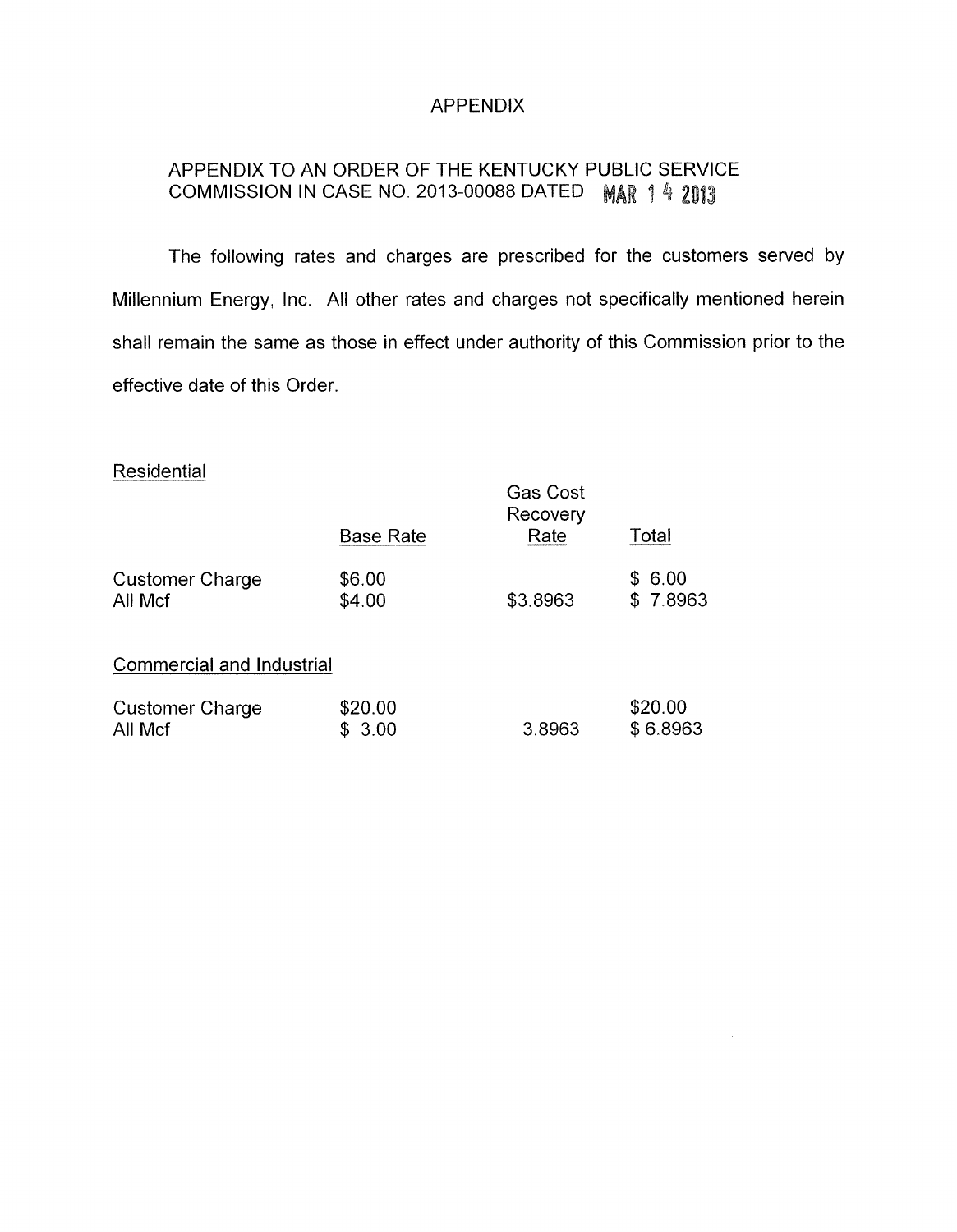# APPENDIX

## APPENDIX TO AN ORDER OF THE KENTUCKY PUBLIC SERVICE COMMISSION IN CASE NO. 2013-00088 DATED MAR 14 2013

The following rates and charges are prescribed for the customers served by Millennium Energy, Inc. All other rates and charges not specifically mentioned herein shall remain the same as those in effect under authority of this Commission prior to the effective date of this Order.

Residential

| | Base Rate | Gas Cost Recovery Rate | Total |
|---|---|---|---|
| Customer Charge | $6.00 | | $ 6.00 |
| All Mcf | $4.00 | $3.8963 | $ 7.8963 |

Commercial and Industrial

| | Base Rate | Gas Cost Recovery Rate | Total |
|---|---|---|---|
| Customer Charge | $20.00 | | $20.00 |
| All Mcf | $ 3.00 | 3.8963 | $ 6.8963 |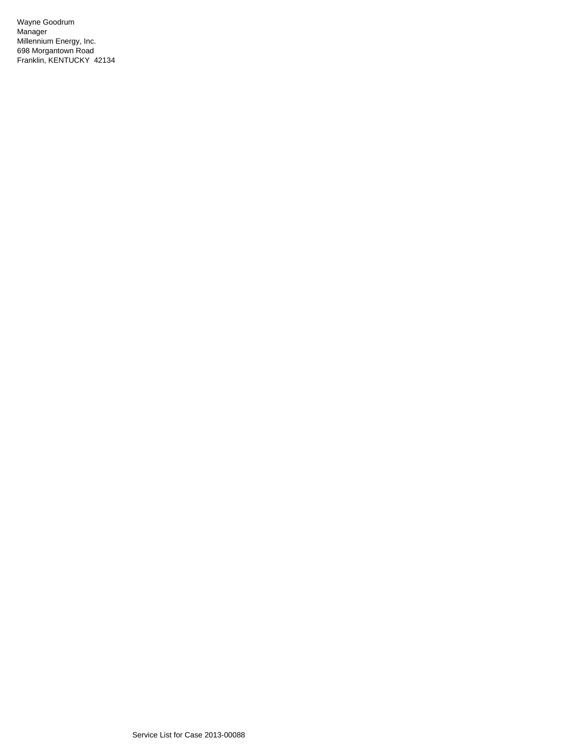Wayne Goodrum
Manager
Millennium Energy, Inc.
698 Morgantown Road
Franklin, KENTUCKY 42134